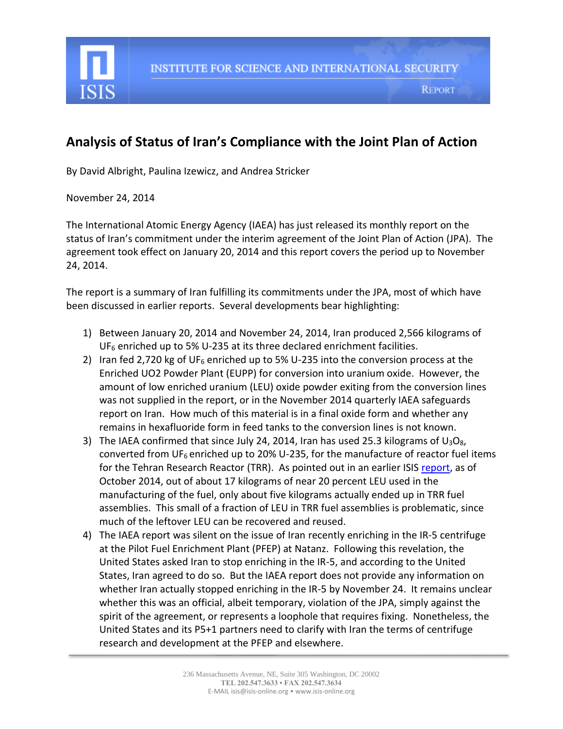INSTITUTE FOR SCIENCE AND INTERNATIONAL SECURITY

REPORT

# Analysis of Status of Iran's Compliance with the Joint Plan of Action

By David Albright, Paulina Izewicz, and Andrea Stricker

November 24, 2014

The International Atomic Energy Agency (IAEA) has just released its monthly report on the status of Iran's commitment under the interim agreement of the Joint Plan of Action (JPA). The agreement took effect on January 20, 2014 and this report covers the period up to November 24, 2014.

The report is a summary of Iran fulfilling its commitments under the JPA, most of which have been discussed in earlier reports. Several developments bear highlighting:

1) Between January 20, 2014 and November 24, 2014, Iran produced 2,566 kilograms of $UF_6$ enriched up to 5% U-235 at its three declared enrichment facilities.
2) Iran fed 2,720 kg of $UF_6$ enriched up to 5% U-235 into the conversion process at the Enriched UO2 Powder Plant (EUPP) for conversion into uranium oxide. However, the amount of low enriched uranium (LEU) oxide powder exiting from the conversion lines was not supplied in the report, or in the November 2014 quarterly IAEA safeguards report on Iran. How much of this material is in a final oxide form and whether any remains in hexafluoride form in feed tanks to the conversion lines is not known.
3) The IAEA confirmed that since July 24, 2014, Iran has used 25.3 kilograms of $U_3O_8$, converted from $UF_6$ enriched up to 20% U-235, for the manufacture of reactor fuel items for the Tehran Research Reactor (TRR). As pointed out in an earlier ISIS report, as of October 2014, out of about 17 kilograms of near 20 percent LEU used in the manufacturing of the fuel, only about five kilograms actually ended up in TRR fuel assemblies. This small of a fraction of LEU in TRR fuel assemblies is problematic, since much of the leftover LEU can be recovered and reused.
4) The IAEA report was silent on the issue of Iran recently enriching in the IR-5 centrifuge at the Pilot Fuel Enrichment Plant (PFEP) at Natanz. Following this revelation, the United States asked Iran to stop enriching in the IR-5, and according to the United States, Iran agreed to do so. But the IAEA report does not provide any information on whether Iran actually stopped enriching in the IR-5 by November 24. It remains unclear whether this was an official, albeit temporary, violation of the JPA, simply against the spirit of the agreement, or represents a loophole that requires fixing. Nonetheless, the United States and its P5+1 partners need to clarify with Iran the terms of centrifuge research and development at the PFEP and elsewhere.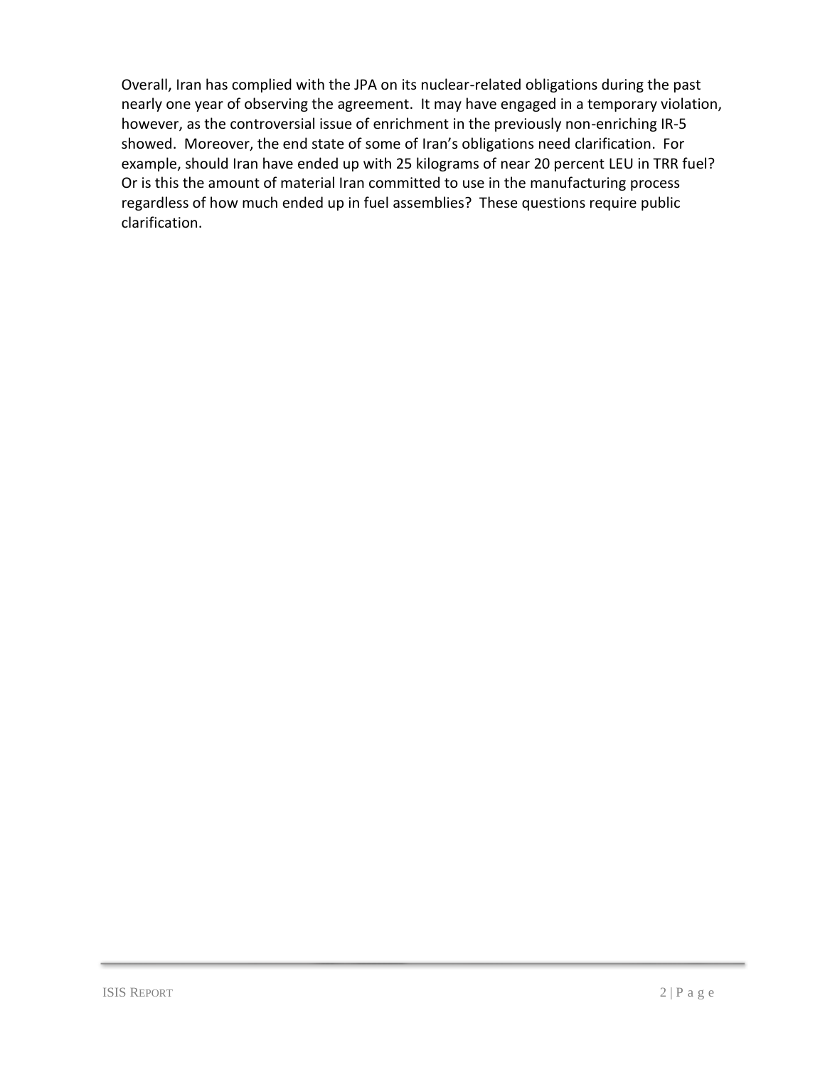Overall, Iran has complied with the JPA on its nuclear-related obligations during the past nearly one year of observing the agreement. It may have engaged in a temporary violation, however, as the controversial issue of enrichment in the previously non-enriching IR-5 showed. Moreover, the end state of some of Iran's obligations need clarification. For example, should Iran have ended up with 25 kilograms of near 20 percent LEU in TRR fuel? Or is this the amount of material Iran committed to use in the manufacturing process regardless of how much ended up in fuel assemblies? These questions require public clarification.